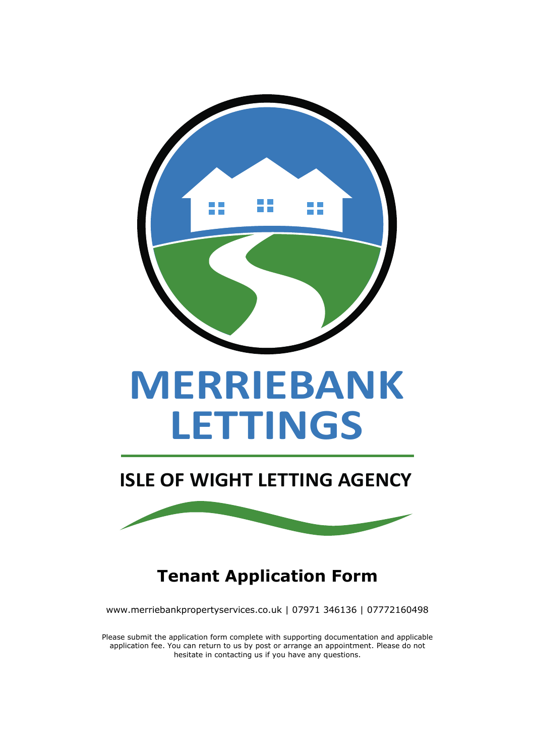# MERRIEBANK LETTINGS

## ISLE OF WIGHT LETTING AGENCY

## Tenant Application Form

www.merriebankpropertyservices.co.uk | 07971 346136 | 07772160498

Please submit the application form complete with supporting documentation and applicable application fee. You can return to us by post or arrange an appointment. Please do not hesitate in contacting us if you have any questions.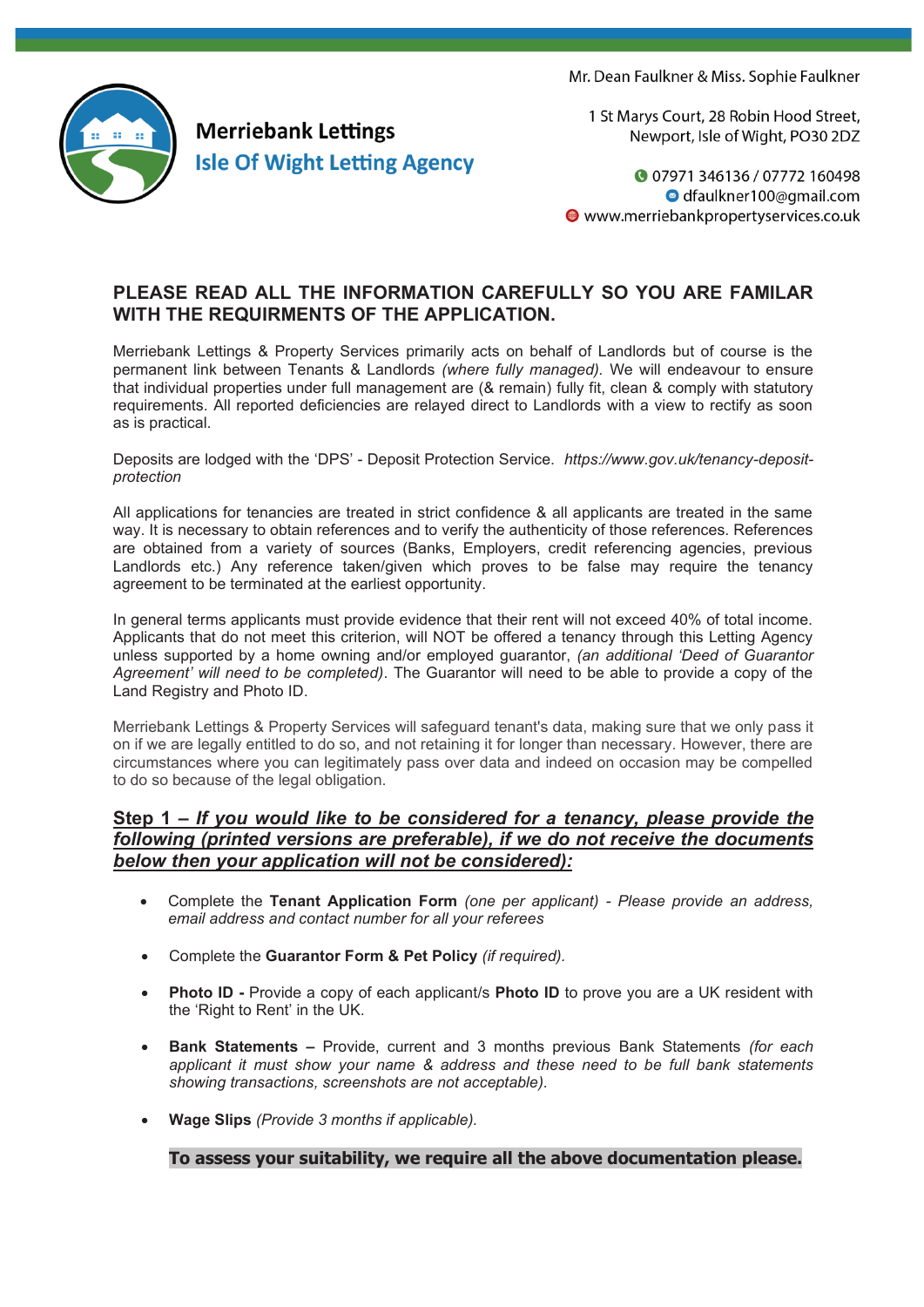Mr. Dean Faulkner & Miss. Sophie Faulkner

**Merriebank Lettings**
**Isle Of Wight Letting Agency**

1 St Marys Court, 28 Robin Hood Street,
Newport, Isle of Wight, PO30 2DZ

07971 346136 / 07772 160498
dfaulkner100@gmail.com
www.merriebankpropertyservices.co.uk

## PLEASE READ ALL THE INFORMATION CAREFULLY SO YOU ARE FAMILAR WITH THE REQUIRMENTS OF THE APPLICATION.

Merriebank Lettings & Property Services primarily acts on behalf of Landlords but of course is the permanent link between Tenants & Landlords *(where fully managed)*. We will endeavour to ensure that individual properties under full management are (& remain) fully fit, clean & comply with statutory requirements. All reported deficiencies are relayed direct to Landlords with a view to rectify as soon as is practical.

Deposits are lodged with the 'DPS' - Deposit Protection Service. *https://www.gov.uk/tenancy-deposit-protection*

All applications for tenancies are treated in strict confidence & all applicants are treated in the same way. It is necessary to obtain references and to verify the authenticity of those references. References are obtained from a variety of sources (Banks, Employers, credit referencing agencies, previous Landlords etc.) Any reference taken/given which proves to be false may require the tenancy agreement to be terminated at the earliest opportunity.

In general terms applicants must provide evidence that their rent will not exceed 40% of total income. Applicants that do not meet this criterion, will NOT be offered a tenancy through this Letting Agency unless supported by a home owning and/or employed guarantor, *(an additional 'Deed of Guarantor Agreement' will need to be completed)*. The Guarantor will need to be able to provide a copy of the Land Registry and Photo ID.

Merriebank Lettings & Property Services will safeguard tenant's data, making sure that we only pass it on if we are legally entitled to do so, and not retaining it for longer than necessary. However, there are circumstances where you can legitimately pass over data and indeed on occasion may be compelled to do so because of the legal obligation.

### Step 1 – *If you would like to be considered for a tenancy, please provide the following (printed versions are preferable), if we do not receive the documents below then your application will not be considered):*

- Complete the **Tenant Application Form** *(one per applicant) - Please provide an address, email address and contact number for all your referees*
- Complete the **Guarantor Form & Pet Policy** *(if required).*
- **Photo ID -** Provide a copy of each applicant/s **Photo ID** to prove you are a UK resident with the 'Right to Rent' in the UK.
- **Bank Statements –** Provide, current and 3 months previous Bank Statements *(for each applicant it must show your name & address and these need to be full bank statements showing transactions, screenshots are not acceptable).*
- **Wage Slips** *(Provide 3 months if applicable).*

**To assess your suitability, we require all the above documentation please.**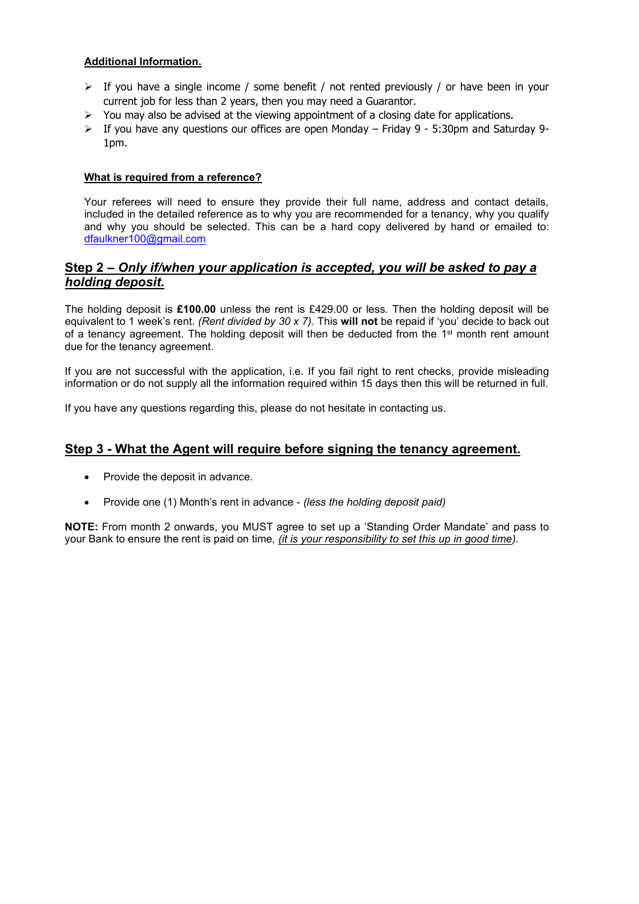**Additional Information.**

- If you have a single income / some benefit / not rented previously / or have been in your current job for less than 2 years, then you may need a Guarantor.
- You may also be advised at the viewing appointment of a closing date for applications.
- If you have any questions our offices are open Monday – Friday 9 - 5:30pm and Saturday 9-1pm.

**What is required from a reference?**

Your referees will need to ensure they provide their full name, address and contact details, included in the detailed reference as to why you are recommended for a tenancy, why you qualify and why you should be selected. This can be a hard copy delivered by hand or emailed to: dfaulkner100@gmail.com

## Step 2 – *Only if/when your application is accepted, you will be asked to pay a holding deposit.*

The holding deposit is **£100.00** unless the rent is £429.00 or less. Then the holding deposit will be equivalent to 1 week's rent. *(Rent divided by 30 x 7).* This **will not** be repaid if 'you' decide to back out of a tenancy agreement. The holding deposit will then be deducted from the 1st month rent amount due for the tenancy agreement.

If you are not successful with the application, i.e. If you fail right to rent checks, provide misleading information or do not supply all the information required within 15 days then this will be returned in full.

If you have any questions regarding this, please do not hesitate in contacting us.

## Step 3 - What the Agent will require before signing the tenancy agreement.

- Provide the deposit in advance.
- Provide one (1) Month's rent in advance - *(less the holding deposit paid)*

**NOTE:** From month 2 onwards, you MUST agree to set up a 'Standing Order Mandate' and pass to your Bank to ensure the rent is paid on time, *(it is your responsibility to set this up in good time).*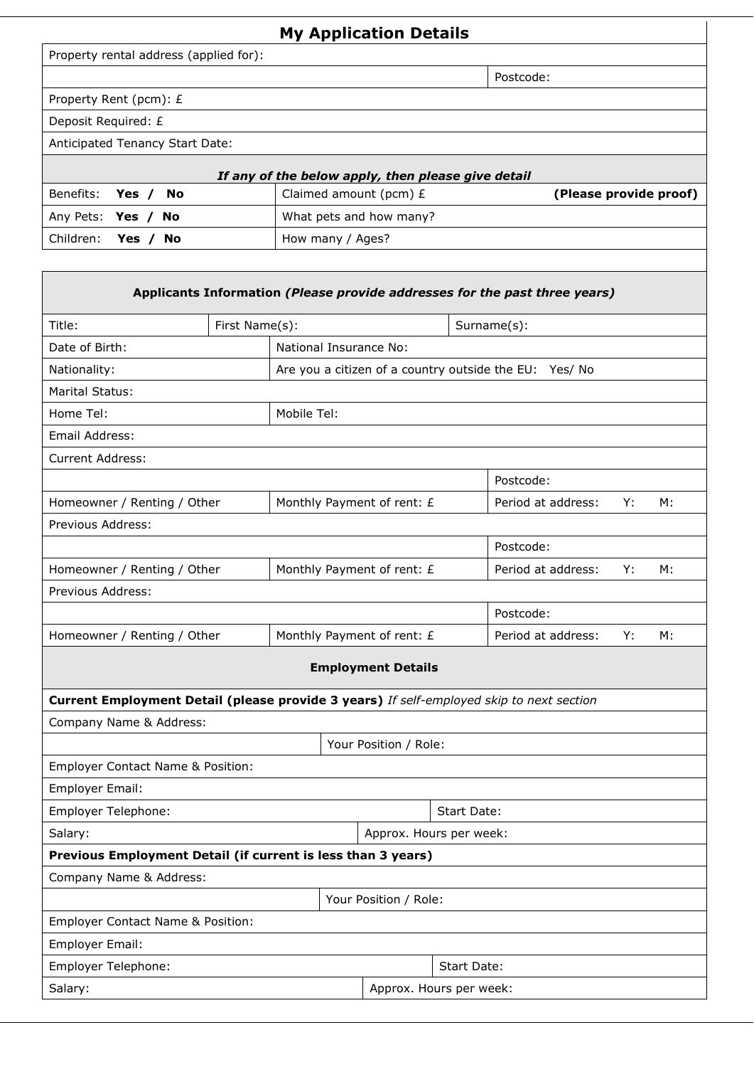## My Application Details

| Property rental address (applied for): | |
|---|---|
| | Postcode: |
| Property Rent (pcm): £ | |
| Deposit Required: £ | |
| Anticipated Tenancy Start Date: | |

| ***If any of the below apply, then please give detail*** | |
|---|---|
| Benefits: **Yes / No** | Claimed amount (pcm) £ **(Please provide proof)** |
| Any Pets: **Yes / No** | What pets and how many? |
| Children: **Yes / No** | How many / Ages? |

| **Applicants Information *(Please provide addresses for the past three years)*** | | |
|---|---|---|
| Title: | First Name(s): | Surname(s): |
| Date of Birth: | National Insurance No: | |
| Nationality: | Are you a citizen of a country outside the EU: Yes/ No | |
| Marital Status: | | |
| Home Tel: | Mobile Tel: | |
| Email Address: | | |
| Current Address: | | |
| | | Postcode: |
| Homeowner / Renting / Other | Monthly Payment of rent: £ | Period at address: Y: M: |
| Previous Address: | | |
| | | Postcode: |
| Homeowner / Renting / Other | Monthly Payment of rent: £ | Period at address: Y: M: |
| Previous Address: | | |
| | | Postcode: |
| Homeowner / Renting / Other | Monthly Payment of rent: £ | Period at address: Y: M: |

| **Employment Details** | |
|---|---|
| **Current Employment Detail (please provide 3 years)** *If self-employed skip to next section* | |
| Company Name & Address: | |
| | Your Position / Role: |
| Employer Contact Name & Position: | |
| Employer Email: | |
| Employer Telephone: | Start Date: |
| Salary: | Approx. Hours per week: |
| **Previous Employment Detail (if current is less than 3 years)** | |
| Company Name & Address: | |
| | Your Position / Role: |
| Employer Contact Name & Position: | |
| Employer Email: | |
| Employer Telephone: | Start Date: |
| Salary: | Approx. Hours per week: |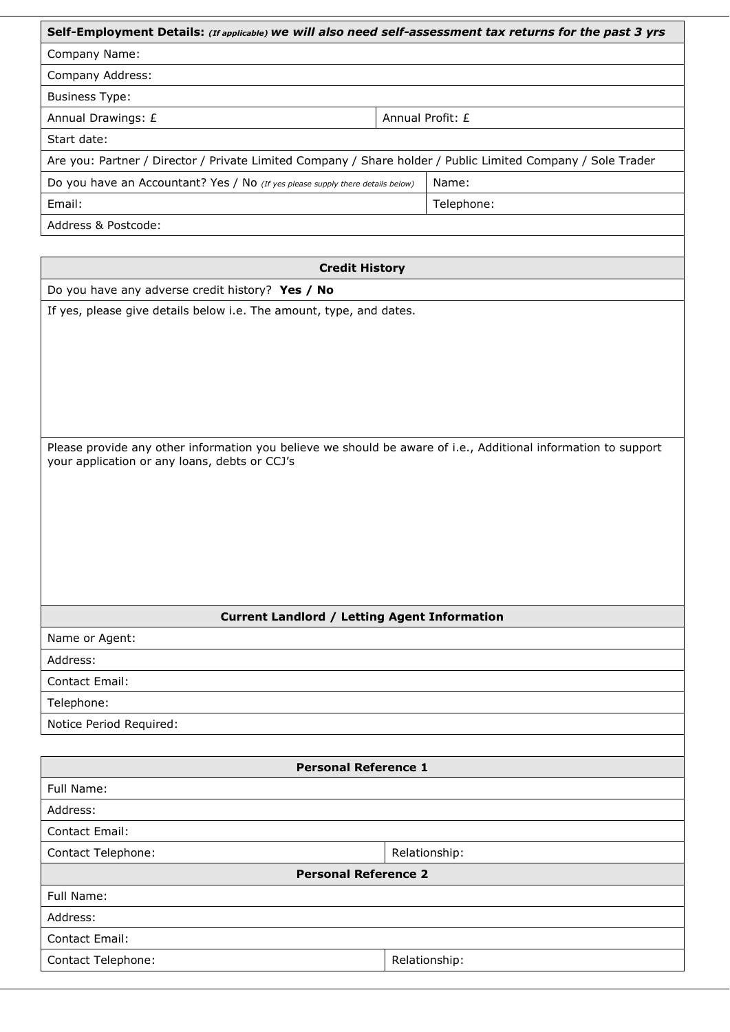| **Self-Employment Details:** *(If applicable)* ***we will also need self-assessment tax returns for the past 3 yrs*** | |
|---|---|
| Company Name: | |
| Company Address: | |
| Business Type: | |
| Annual Drawings: £ | Annual Profit: £ |
| Start date: | |
| Are you: Partner / Director / Private Limited Company / Share holder / Public Limited Company / Sole Trader | |
| Do you have an Accountant? Yes / No *(If yes please supply there details below)* | Name: |
| Email: | Telephone: |
| Address & Postcode: | |

| **Credit History** |
|---|
| Do you have any adverse credit history? **Yes / No** |
| If yes, please give details below i.e. The amount, type, and dates. |
| Please provide any other information you believe we should be aware of i.e., Additional information to support your application or any loans, debts or CCJ's |

| **Current Landlord / Letting Agent Information** |
|---|
| Name or Agent: |
| Address: |
| Contact Email: |
| Telephone: |
| Notice Period Required: |

| **Personal Reference 1** | |
|---|---|
| Full Name: | |
| Address: | |
| Contact Email: | |
| Contact Telephone: | Relationship: |
| **Personal Reference 2** | |
| Full Name: | |
| Address: | |
| Contact Email: | |
| Contact Telephone: | Relationship: |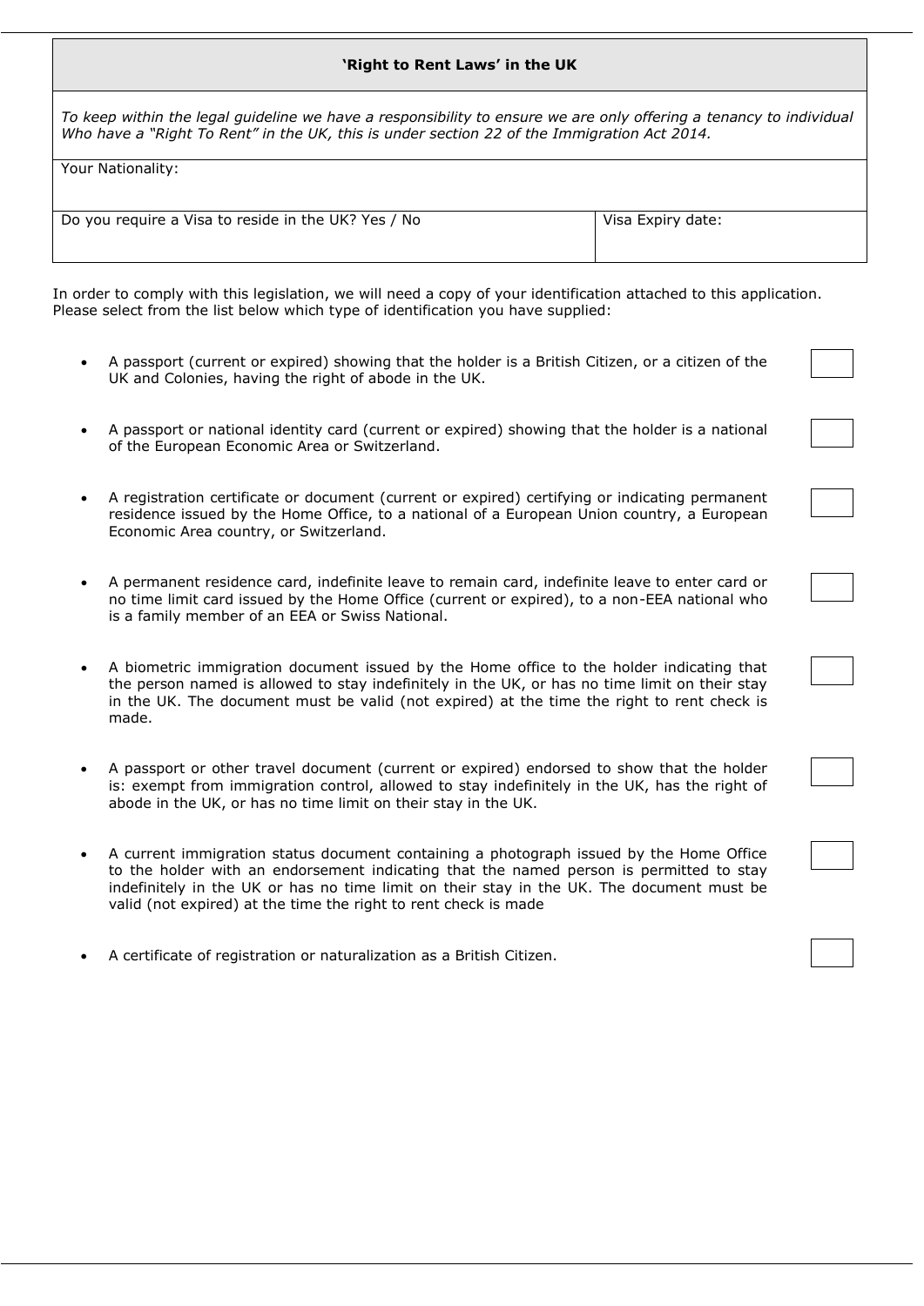| **'Right to Rent Laws' in the UK** | |
|---|---|
| *To keep within the legal guideline we have a responsibility to ensure we are only offering a tenancy to individual Who have a "Right To Rent" in the UK, this is under section 22 of the Immigration Act 2014.* | |
| Your Nationality: | |
| Do you require a Visa to reside in the UK? Yes / No | Visa Expiry date: |

In order to comply with this legislation, we will need a copy of your identification attached to this application. Please select from the list below which type of identification you have supplied:

- A passport (current or expired) showing that the holder is a British Citizen, or a citizen of the UK and Colonies, having the right of abode in the UK. ☐
- A passport or national identity card (current or expired) showing that the holder is a national of the European Economic Area or Switzerland. ☐
- A registration certificate or document (current or expired) certifying or indicating permanent residence issued by the Home Office, to a national of a European Union country, a European Economic Area country, or Switzerland. ☐
- A permanent residence card, indefinite leave to remain card, indefinite leave to enter card or no time limit card issued by the Home Office (current or expired), to a non-EEA national who is a family member of an EEA or Swiss National. ☐
- A biometric immigration document issued by the Home office to the holder indicating that the person named is allowed to stay indefinitely in the UK, or has no time limit on their stay in the UK. The document must be valid (not expired) at the time the right to rent check is made. ☐
- A passport or other travel document (current or expired) endorsed to show that the holder is: exempt from immigration control, allowed to stay indefinitely in the UK, has the right of abode in the UK, or has no time limit on their stay in the UK. ☐
- A current immigration status document containing a photograph issued by the Home Office to the holder with an endorsement indicating that the named person is permitted to stay indefinitely in the UK or has no time limit on their stay in the UK. The document must be valid (not expired) at the time the right to rent check is made ☐
- A certificate of registration or naturalization as a British Citizen. ☐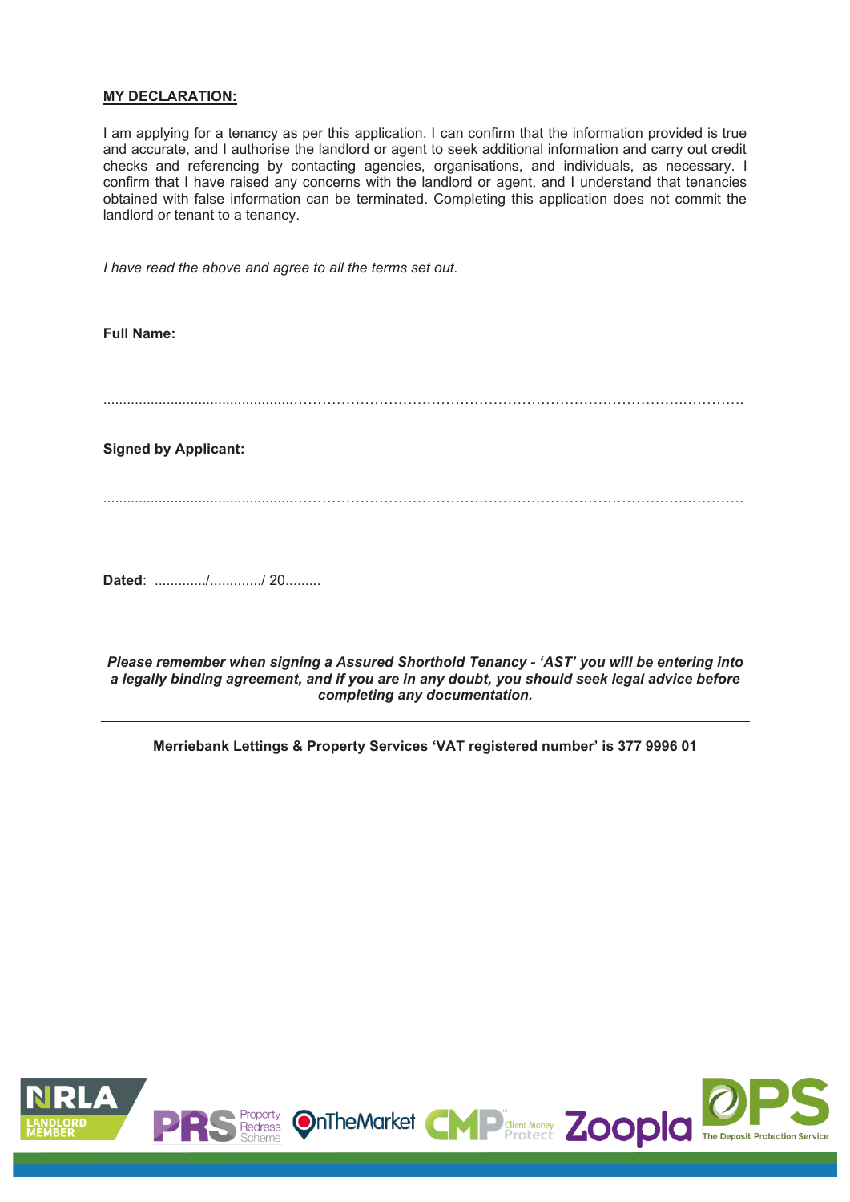**MY DECLARATION:**

I am applying for a tenancy as per this application. I can confirm that the information provided is true and accurate, and I authorise the landlord or agent to seek additional information and carry out credit checks and referencing by contacting agencies, organisations, and individuals, as necessary. I confirm that I have raised any concerns with the landlord or agent, and I understand that tenancies obtained with false information can be terminated. Completing this application does not commit the landlord or tenant to a tenancy.

*I have read the above and agree to all the terms set out.*

**Full Name:**

..............................................................................................................................................

**Signed by Applicant:**

..............................................................................................................................................

**Dated**: ............./............./ 20.........

***Please remember when signing a Assured Shorthold Tenancy - 'AST' you will be entering into a legally binding agreement, and if you are in any doubt, you should seek legal advice before completing any documentation.***

---

**Merriebank Lettings & Property Services 'VAT registered number' is 377 9996 01**

NRLA LANDLORD MEMBER · PRS Property Redress Scheme · OnTheMarket · CMP Client Money Protect · Zoopla · DPS The Deposit Protection Service